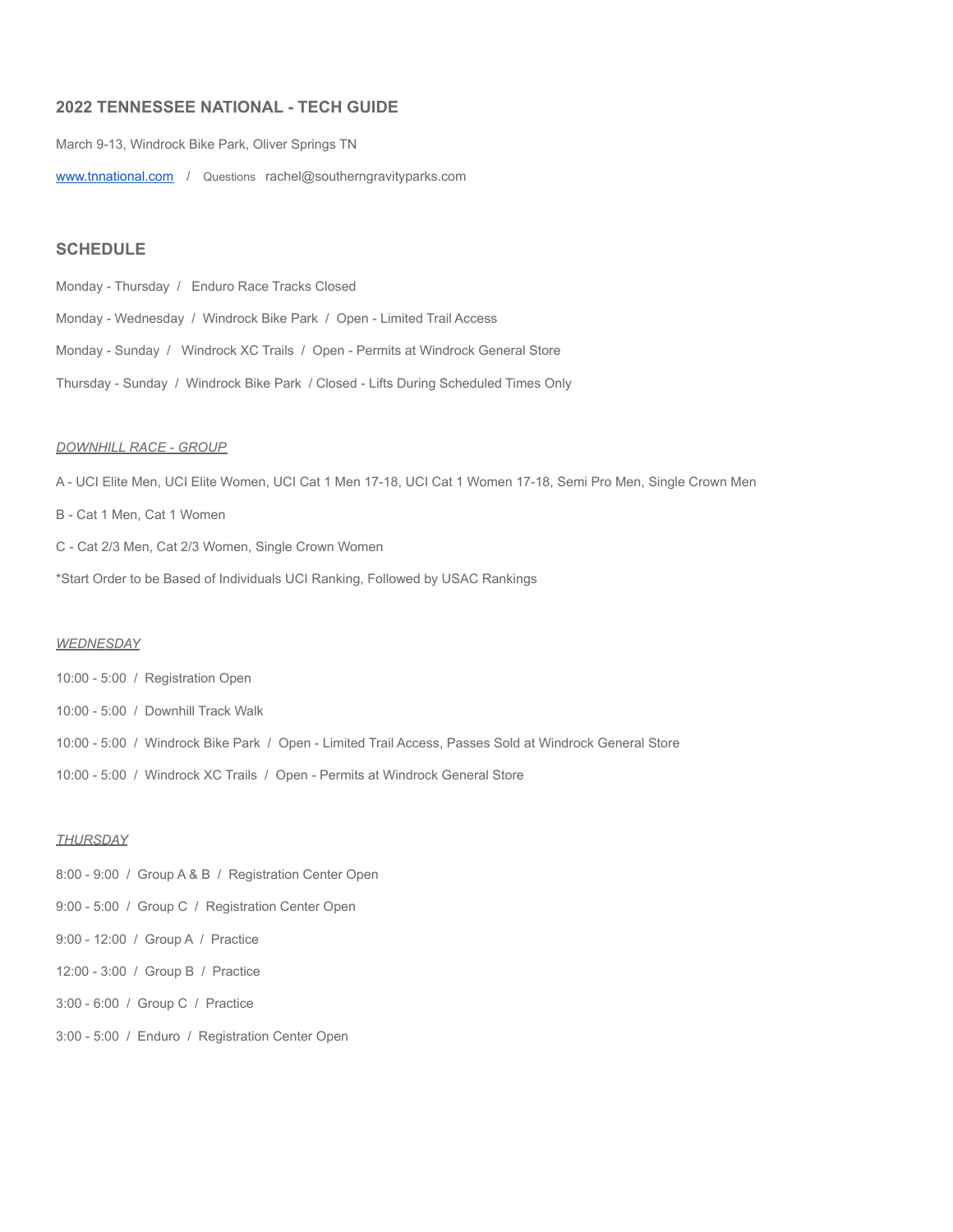## 2022 TENNESSEE NATIONAL - TECH GUIDE

March 9-13, Windrock Bike Park, Oliver Springs TN

[www.tnnational.com](http://www.tnnational.com) / Questions rachel@southerngravityparks.com

## SCHEDULE

Monday - Thursday / Enduro Race Tracks Closed

Monday - Wednesday / Windrock Bike Park / Open - Limited Trail Access

Monday - Sunday / Windrock XC Trails / Open - Permits at Windrock General Store

Thursday - Sunday / Windrock Bike Park / Closed - Lifts During Scheduled Times Only

*DOWNHILL RACE - GROUP*

A - UCI Elite Men, UCI Elite Women, UCI Cat 1 Men 17-18, UCI Cat 1 Women 17-18, Semi Pro Men, Single Crown Men

B - Cat 1 Men, Cat 1 Women

C - Cat 2/3 Men, Cat 2/3 Women, Single Crown Women

*Start Order to be Based of Individuals UCI Ranking, Followed by USAC Rankings

*WEDNESDAY*

10:00 - 5:00 / Registration Open

10:00 - 5:00 / Downhill Track Walk

10:00 - 5:00 / Windrock Bike Park / Open - Limited Trail Access, Passes Sold at Windrock General Store

10:00 - 5:00 / Windrock XC Trails / Open - Permits at Windrock General Store

*THURSDAY*

8:00 - 9:00 / Group A & B / Registration Center Open

9:00 - 5:00 / Group C / Registration Center Open

9:00 - 12:00 / Group A / Practice

12:00 - 3:00 / Group B / Practice

3:00 - 6:00 / Group C / Practice

3:00 - 5:00 / Enduro / Registration Center Open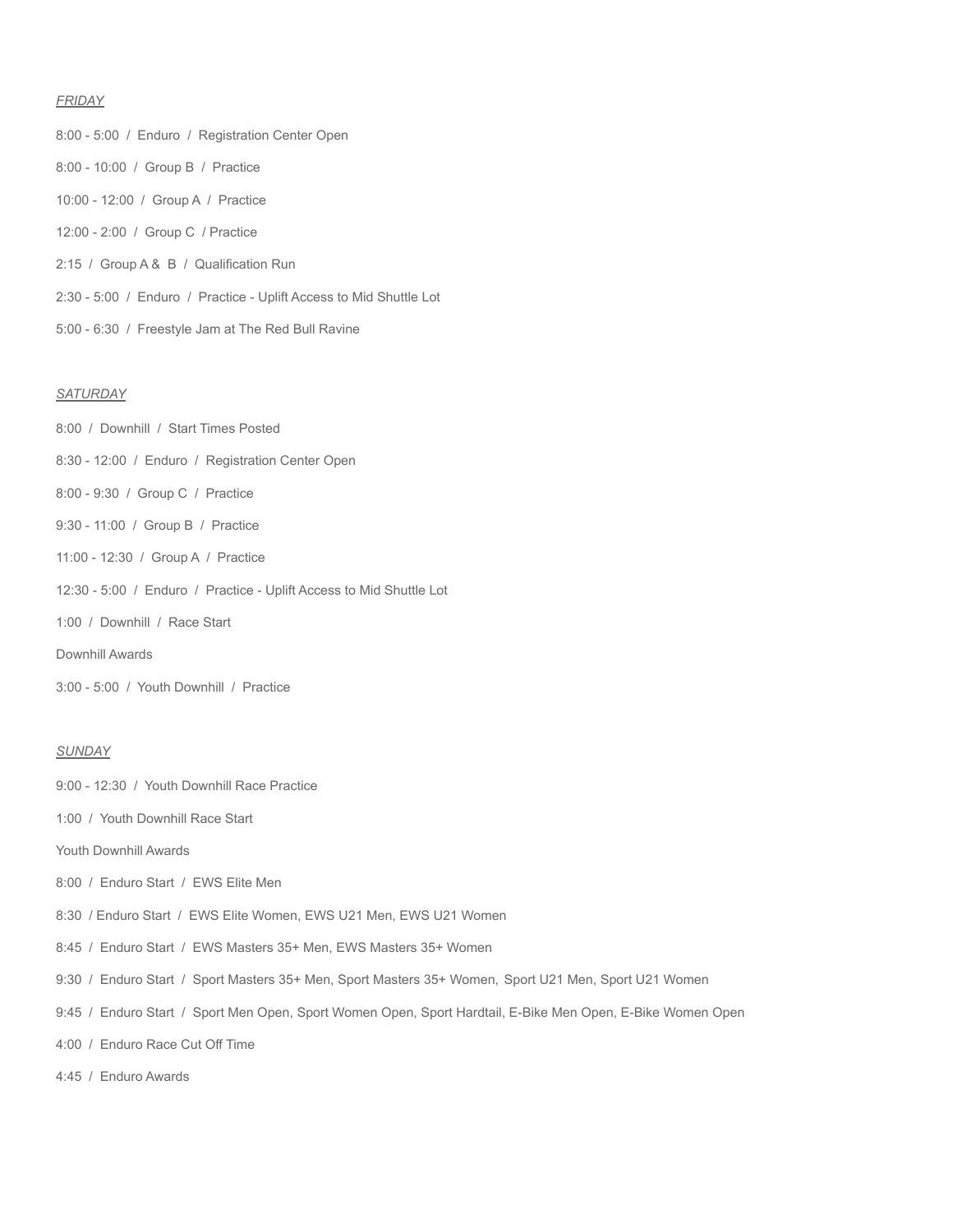*FRIDAY*

8:00 - 5:00 / Enduro / Registration Center Open

8:00 - 10:00 / Group B / Practice

10:00 - 12:00 / Group A / Practice

12:00 - 2:00 / Group C / Practice

2:15 / Group A & B / Qualification Run

2:30 - 5:00 / Enduro / Practice - Uplift Access to Mid Shuttle Lot

5:00 - 6:30 / Freestyle Jam at The Red Bull Ravine

*SATURDAY*

8:00 / Downhill / Start Times Posted

8:30 - 12:00 / Enduro / Registration Center Open

8:00 - 9:30 / Group C / Practice

9:30 - 11:00 / Group B / Practice

11:00 - 12:30 / Group A / Practice

12:30 - 5:00 / Enduro / Practice - Uplift Access to Mid Shuttle Lot

1:00 / Downhill / Race Start

Downhill Awards

3:00 - 5:00 / Youth Downhill / Practice

*SUNDAY*

9:00 - 12:30 / Youth Downhill Race Practice

1:00 / Youth Downhill Race Start

Youth Downhill Awards

8:00 / Enduro Start / EWS Elite Men

8:30 / Enduro Start / EWS Elite Women, EWS U21 Men, EWS U21 Women

8:45 / Enduro Start / EWS Masters 35+ Men, EWS Masters 35+ Women

9:30 / Enduro Start / Sport Masters 35+ Men, Sport Masters 35+ Women, Sport U21 Men, Sport U21 Women

9:45 / Enduro Start / Sport Men Open, Sport Women Open, Sport Hardtail, E-Bike Men Open, E-Bike Women Open

4:00 / Enduro Race Cut Off Time

4:45 / Enduro Awards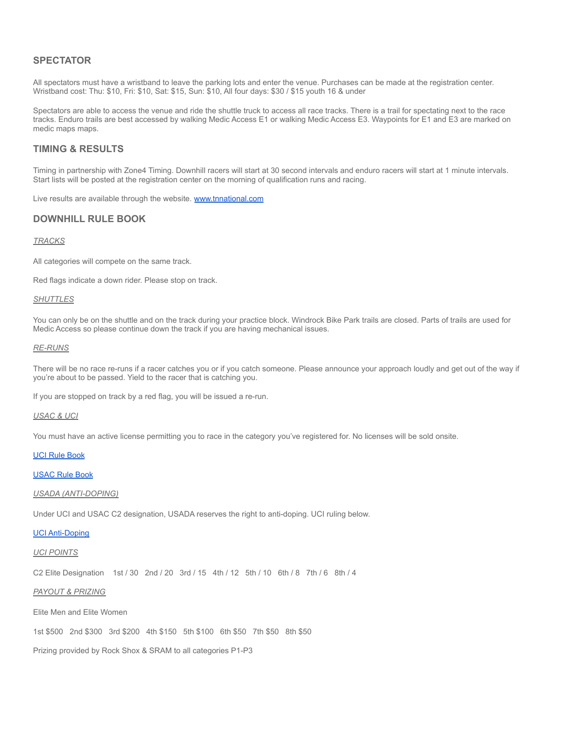## SPECTATOR

All spectators must have a wristband to leave the parking lots and enter the venue. Purchases can be made at the registration center. Wristband cost: Thu: $10, Fri: $10, Sat: $15, Sun: $10, All four days: $30 / $15 youth 16 & under

Spectators are able to access the venue and ride the shuttle truck to access all race tracks. There is a trail for spectating next to the race tracks. Enduro trails are best accessed by walking Medic Access E1 or walking Medic Access E3. Waypoints for E1 and E3 are marked on medic maps maps.

## TIMING & RESULTS

Timing in partnership with Zone4 Timing. Downhill racers will start at 30 second intervals and enduro racers will start at 1 minute intervals. Start lists will be posted at the registration center on the morning of qualification runs and racing.

Live results are available through the website. [www.tnnational.com](www.tnnational.com)

## DOWNHILL RULE BOOK

*TRACKS*

All categories will compete on the same track.

Red flags indicate a down rider. Please stop on track.

*SHUTTLES*

You can only be on the shuttle and on the track during your practice block. Windrock Bike Park trails are closed. Parts of trails are used for Medic Access so please continue down the track if you are having mechanical issues.

*RE-RUNS*

There will be no race re-runs if a racer catches you or if you catch someone. Please announce your approach loudly and get out of the way if you're about to be passed. Yield to the racer that is catching you.

If you are stopped on track by a red flag, you will be issued a re-run.

*USAC & UCI*

You must have an active license permitting you to race in the category you've registered for. No licenses will be sold onsite.

UCI Rule Book

USAC Rule Book

*USADA (ANTI-DOPING)*

Under UCI and USAC C2 designation, USADA reserves the right to anti-doping. UCI ruling below.

UCI Anti-Doping

*UCI POINTS*

C2 Elite Designation 1st / 30 2nd / 20 3rd / 15 4th / 12 5th / 10 6th / 8 7th / 6 8th / 4

*PAYOUT & PRIZING*

Elite Men and Elite Women

1st $500 2nd $300 3rd $200 4th $150 5th $100 6th $50 7th $50 8th $50

Prizing provided by Rock Shox & SRAM to all categories P1-P3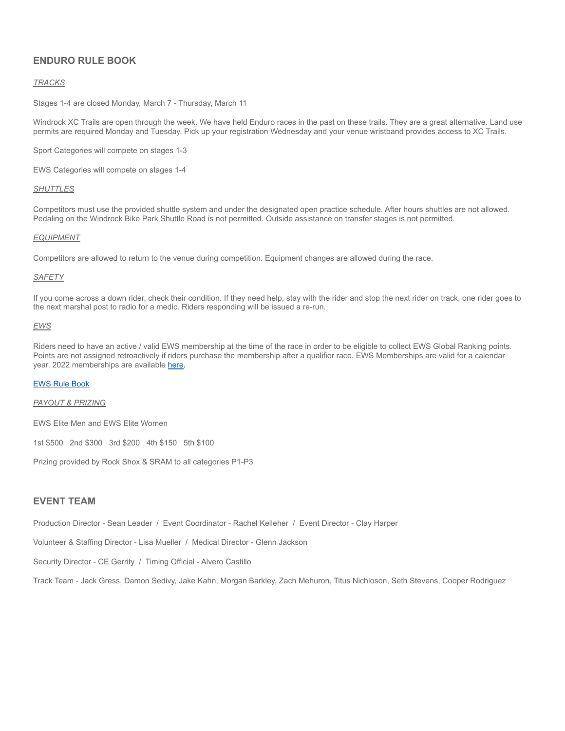## ENDURO RULE BOOK

*TRACKS*

Stages 1-4 are closed Monday, March 7 - Thursday, March 11

Windrock XC Trails are open through the week. We have held Enduro races in the past on these trails. They are a great alternative. Land use permits are required Monday and Tuesday. Pick up your registration Wednesday and your venue wristband provides access to XC Trails.

Sport Categories will compete on stages 1-3

EWS Categories will compete on stages 1-4

*SHUTTLES*

Competitors must use the provided shuttle system and under the designated open practice schedule. After hours shuttles are not allowed. Pedaling on the Windrock Bike Park Shuttle Road is not permitted. Outside assistance on transfer stages is not permitted.

*EQUIPMENT*

Competitors are allowed to return to the venue during competition. Equipment changes are allowed during the race.

*SAFETY*

If you come across a down rider, check their condition. If they need help, stay with the rider and stop the next rider on track, one rider goes to the next marshal post to radio for a medic. Riders responding will be issued a re-run.

*EWS*

Riders need to have an active / valid EWS membership at the time of the race in order to be eligible to collect EWS Global Ranking points. Points are not assigned retroactively if riders purchase the membership after a qualifier race. EWS Memberships are valid for a calendar year. 2022 memberships are available here.

EWS Rule Book

*PAYOUT & PRIZING*

EWS Elite Men and EWS Elite Women

1st $500   2nd $300   3rd $200   4th $150   5th $100

Prizing provided by Rock Shox & SRAM to all categories P1-P3

## EVENT TEAM

Production Director - Sean Leader  /  Event Coordinator - Rachel Kelleher  /  Event Director - Clay Harper

Volunteer & Staffing Director - Lisa Mueller  /  Medical Director - Glenn Jackson

Security Director - CE Gerrity  /  Timing Official - Alvero Castillo

Track Team - Jack Gress, Damon Sedivy, Jake Kahn, Morgan Barkley, Zach Mehuron, Titus Nichloson, Seth Stevens, Cooper Rodriguez